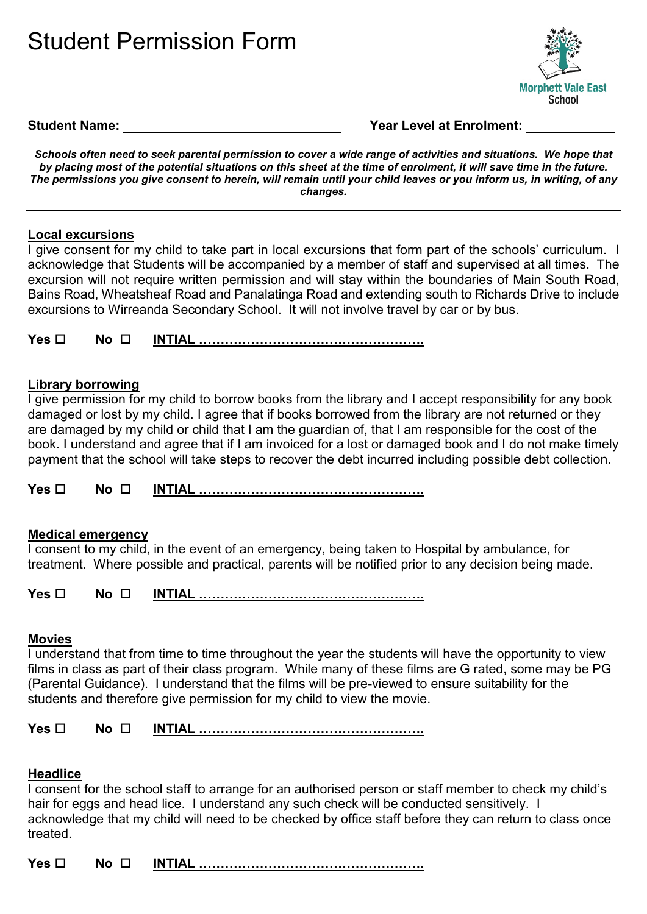# Student Permission Form

Morphett Vale East School

**Student Name:** \_\_\_\_\_\_\_\_\_\_\_\_\_\_\_\_\_\_\_\_\_\_\_\_\_\_\_\_\_\_ **Year Level at Enrolment:** \_\_\_\_\_\_\_\_\_\_\_\_

***Schools often need to seek parental permission to cover a wide range of activities and situations. We hope that by placing most of the potential situations on this sheet at the time of enrolment, it will save time in the future. The permissions you give consent to herein, will remain until your child leaves or you inform us, in writing, of any changes.***

---

**Local excursions**

I give consent for my child to take part in local excursions that form part of the schools' curriculum. I acknowledge that Students will be accompanied by a member of staff and supervised at all times. The excursion will not require written permission and will stay within the boundaries of Main South Road, Bains Road, Wheatsheaf Road and Panalatinga Road and extending south to Richards Drive to include excursions to Wirreanda Secondary School. It will not involve travel by car or by bus.

**Yes ☐ No ☐ INTIAL ……………………………………………..**

**Library borrowing**

I give permission for my child to borrow books from the library and I accept responsibility for any book damaged or lost by my child. I agree that if books borrowed from the library are not returned or they are damaged by my child or child that I am the guardian of, that I am responsible for the cost of the book. I understand and agree that if I am invoiced for a lost or damaged book and I do not make timely payment that the school will take steps to recover the debt incurred including possible debt collection.

**Yes ☐ No ☐ INTIAL ……………………………………………..**

**Medical emergency**

I consent to my child, in the event of an emergency, being taken to Hospital by ambulance, for treatment. Where possible and practical, parents will be notified prior to any decision being made.

**Yes ☐ No ☐ INTIAL ……………………………………………..**

**Movies**

I understand that from time to time throughout the year the students will have the opportunity to view films in class as part of their class program. While many of these films are G rated, some may be PG (Parental Guidance). I understand that the films will be pre-viewed to ensure suitability for the students and therefore give permission for my child to view the movie.

**Yes ☐ No ☐ INTIAL ……………………………………………..**

**Headlice**

I consent for the school staff to arrange for an authorised person or staff member to check my child's hair for eggs and head lice. I understand any such check will be conducted sensitively. I acknowledge that my child will need to be checked by office staff before they can return to class once treated.

**Yes ☐ No ☐ INTIAL ……………………………………………..**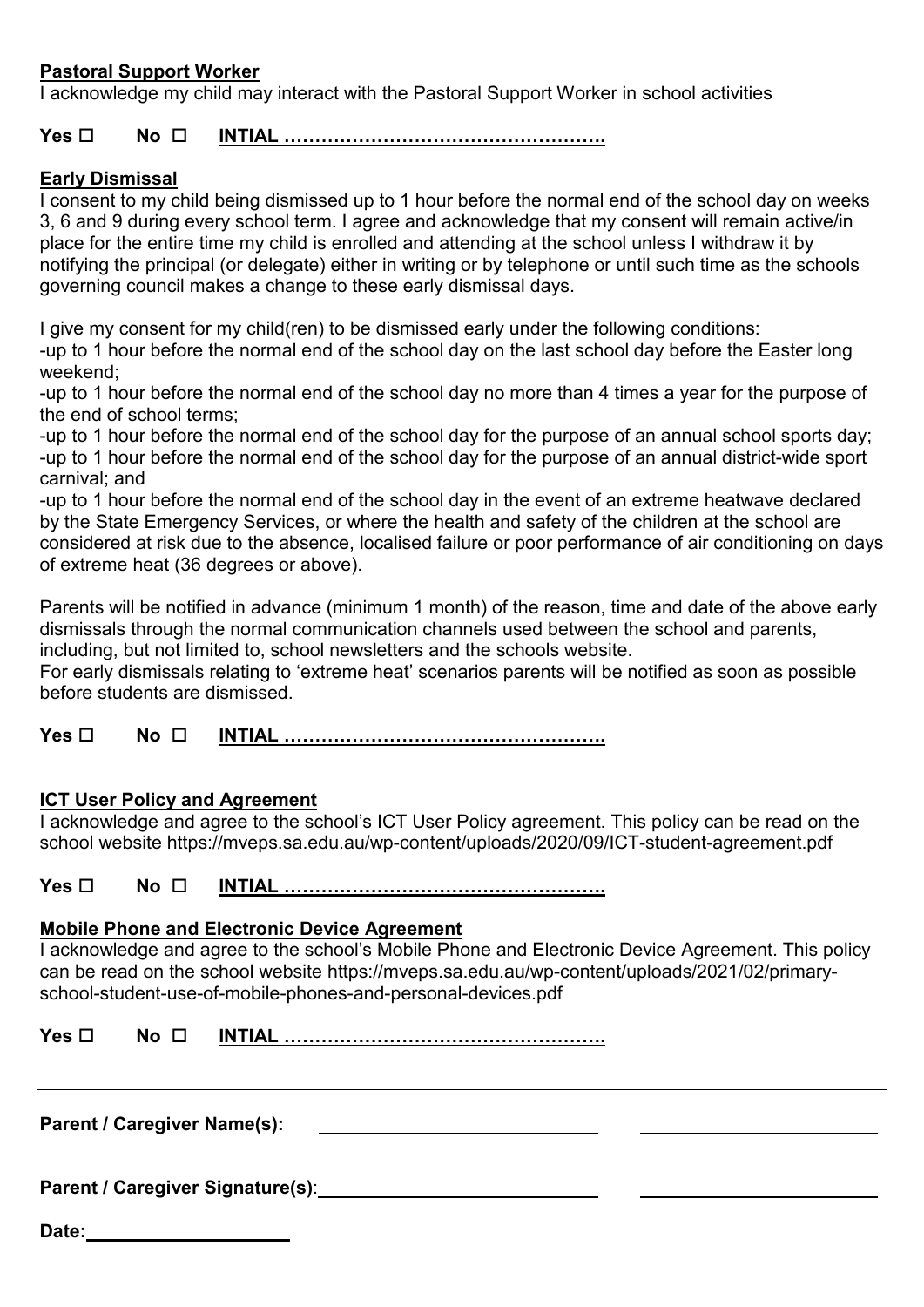**Pastoral Support Worker**

I acknowledge my child may interact with the Pastoral Support Worker in school activities

**Yes ☐ No ☐ INTIAL ……………………………………………**

**Early Dismissal**

I consent to my child being dismissed up to 1 hour before the normal end of the school day on weeks 3, 6 and 9 during every school term. I agree and acknowledge that my consent will remain active/in place for the entire time my child is enrolled and attending at the school unless I withdraw it by notifying the principal (or delegate) either in writing or by telephone or until such time as the schools governing council makes a change to these early dismissal days.

I give my consent for my child(ren) to be dismissed early under the following conditions:

-up to 1 hour before the normal end of the school day on the last school day before the Easter long weekend;

-up to 1 hour before the normal end of the school day no more than 4 times a year for the purpose of the end of school terms;

-up to 1 hour before the normal end of the school day for the purpose of an annual school sports day;

-up to 1 hour before the normal end of the school day for the purpose of an annual district-wide sport carnival; and

-up to 1 hour before the normal end of the school day in the event of an extreme heatwave declared by the State Emergency Services, or where the health and safety of the children at the school are considered at risk due to the absence, localised failure or poor performance of air conditioning on days of extreme heat (36 degrees or above).

Parents will be notified in advance (minimum 1 month) of the reason, time and date of the above early dismissals through the normal communication channels used between the school and parents, including, but not limited to, school newsletters and the schools website.

For early dismissals relating to 'extreme heat' scenarios parents will be notified as soon as possible before students are dismissed.

**Yes ☐ No ☐ INTIAL ……………………………………………**

**ICT User Policy and Agreement**

I acknowledge and agree to the school's ICT User Policy agreement. This policy can be read on the school website https://mveps.sa.edu.au/wp-content/uploads/2020/09/ICT-student-agreement.pdf

**Yes ☐ No ☐ INTIAL ……………………………………………**

**Mobile Phone and Electronic Device Agreement**

I acknowledge and agree to the school's Mobile Phone and Electronic Device Agreement. This policy can be read on the school website https://mveps.sa.edu.au/wp-content/uploads/2021/02/primary-school-student-use-of-mobile-phones-and-personal-devices.pdf

**Yes ☐ No ☐ INTIAL ……………………………………………**

---

**Parent / Caregiver Name(s):** ____________________________ ________________________

**Parent / Caregiver Signature(s)**: ____________________________ ________________________

**Date:** ____________________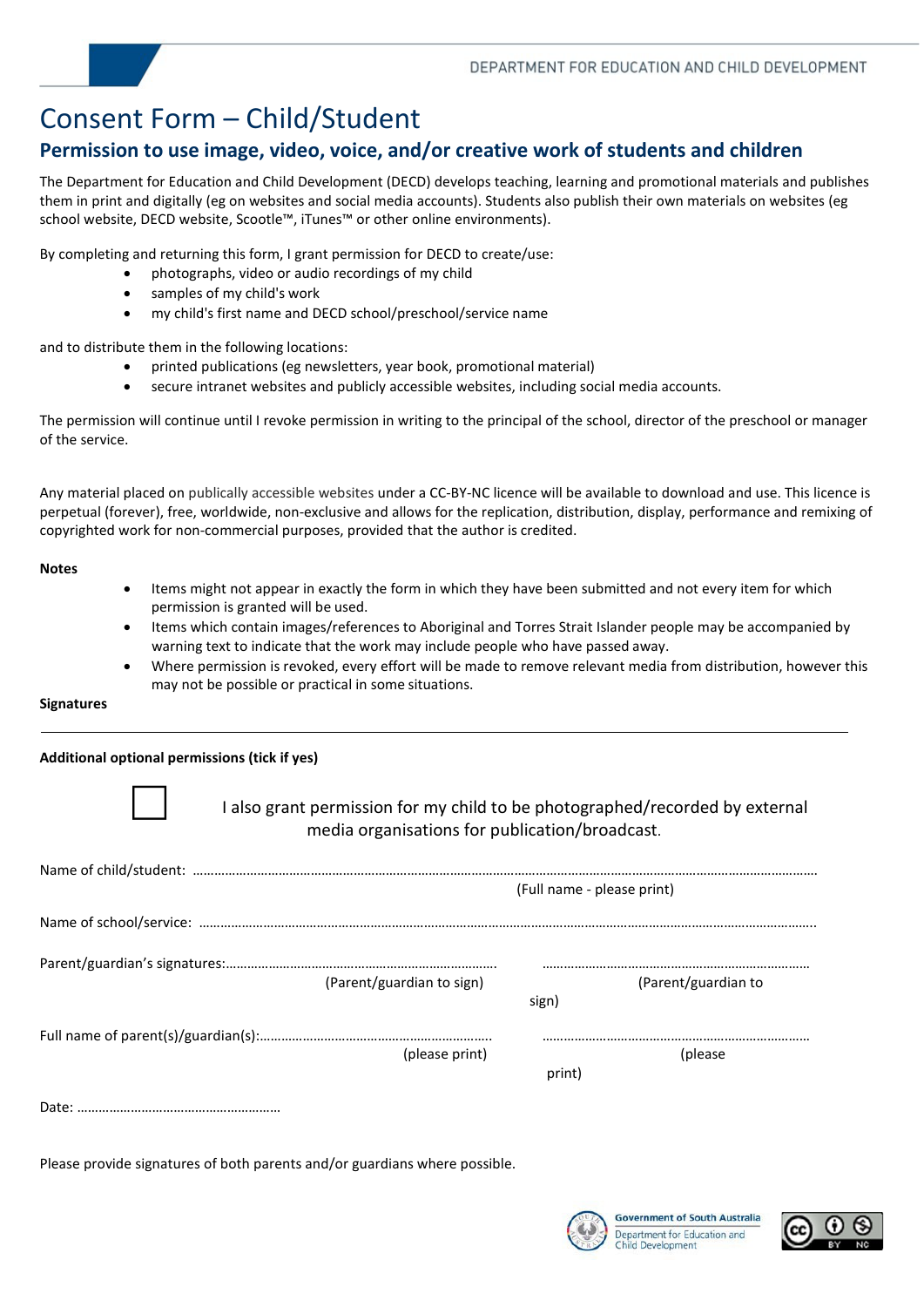DEPARTMENT FOR EDUCATION AND CHILD DEVELOPMENT

# Consent Form – Child/Student

## Permission to use image, video, voice, and/or creative work of students and children

The Department for Education and Child Development (DECD) develops teaching, learning and promotional materials and publishes them in print and digitally (eg on websites and social media accounts). Students also publish their own materials on websites (eg school website, DECD website, Scootle™, iTunes™ or other online environments).

By completing and returning this form, I grant permission for DECD to create/use:

- photographs, video or audio recordings of my child
- samples of my child's work
- my child's first name and DECD school/preschool/service name

and to distribute them in the following locations:

- printed publications (eg newsletters, year book, promotional material)
- secure intranet websites and publicly accessible websites, including social media accounts.

The permission will continue until I revoke permission in writing to the principal of the school, director of the preschool or manager of the service.

Any material placed on publically accessible websites under a CC-BY-NC licence will be available to download and use. This licence is perpetual (forever), free, worldwide, non-exclusive and allows for the replication, distribution, display, performance and remixing of copyrighted work for non-commercial purposes, provided that the author is credited.

**Notes**

- Items might not appear in exactly the form in which they have been submitted and not every item for which permission is granted will be used.
- Items which contain images/references to Aboriginal and Torres Strait Islander people may be accompanied by warning text to indicate that the work may include people who have passed away.
- Where permission is revoked, every effort will be made to remove relevant media from distribution, however this may not be possible or practical in some situations.

**Signatures**

---

**Additional optional permissions (tick if yes)**

☐ I also grant permission for my child to be photographed/recorded by external media organisations for publication/broadcast.

Name of child/student: ……………………………………………………………………………………………………
(Full name - please print)

Name of school/service: ……………………………………………………………………………………………………

Parent/guardian's signatures:…………………………………… (Parent/guardian to sign) …………………………………… (Parent/guardian to sign)

Full name of parent(s)/guardian(s):…………………………………… (please print) …………………………………… (please print)

Date: …………………………………………

Please provide signatures of both parents and/or guardians where possible.

Government of South Australia
Department for Education and Child Development